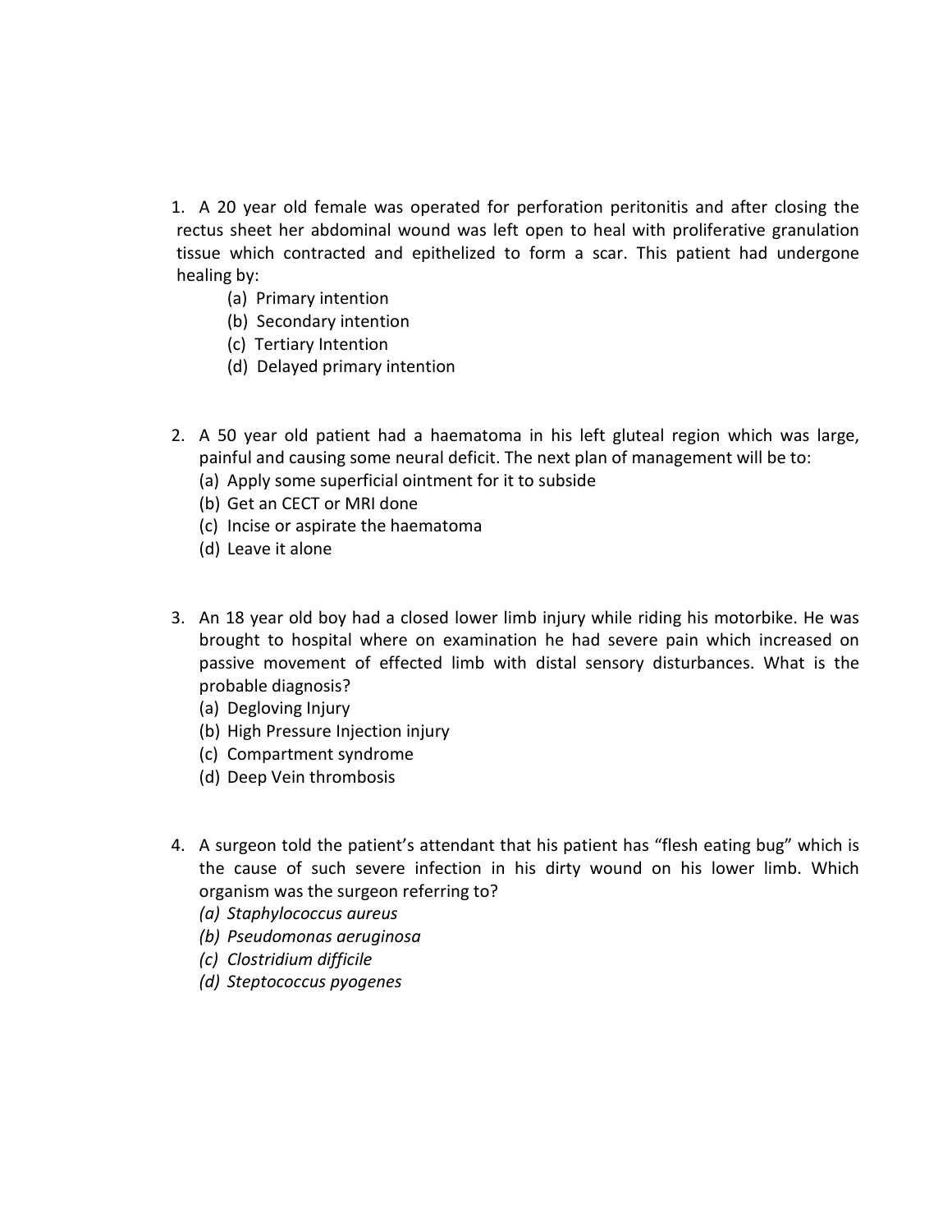1. A 20 year old female was operated for perforation peritonitis and after closing the rectus sheet her abdominal wound was left open to heal with proliferative granulation tissue which contracted and epithelized to form a scar. This patient had undergone healing by:
   - (a) Primary intention
   - (b) Secondary intention
   - (c) Tertiary Intention
   - (d) Delayed primary intention

2. A 50 year old patient had a haematoma in his left gluteal region which was large, painful and causing some neural deficit. The next plan of management will be to:
   - (a) Apply some superficial ointment for it to subside
   - (b) Get an CECT or MRI done
   - (c) Incise or aspirate the haematoma
   - (d) Leave it alone

3. An 18 year old boy had a closed lower limb injury while riding his motorbike. He was brought to hospital where on examination he had severe pain which increased on passive movement of effected limb with distal sensory disturbances. What is the probable diagnosis?
   - (a) Degloving Injury
   - (b) High Pressure Injection injury
   - (c) Compartment syndrome
   - (d) Deep Vein thrombosis

4. A surgeon told the patient's attendant that his patient has "flesh eating bug" which is the cause of such severe infection in his dirty wound on his lower limb. Which organism was the surgeon referring to?
   - *(a) Staphylococcus aureus*
   - *(b) Pseudomonas aeruginosa*
   - *(c) Clostridium difficile*
   - *(d) Steptococcus pyogenes*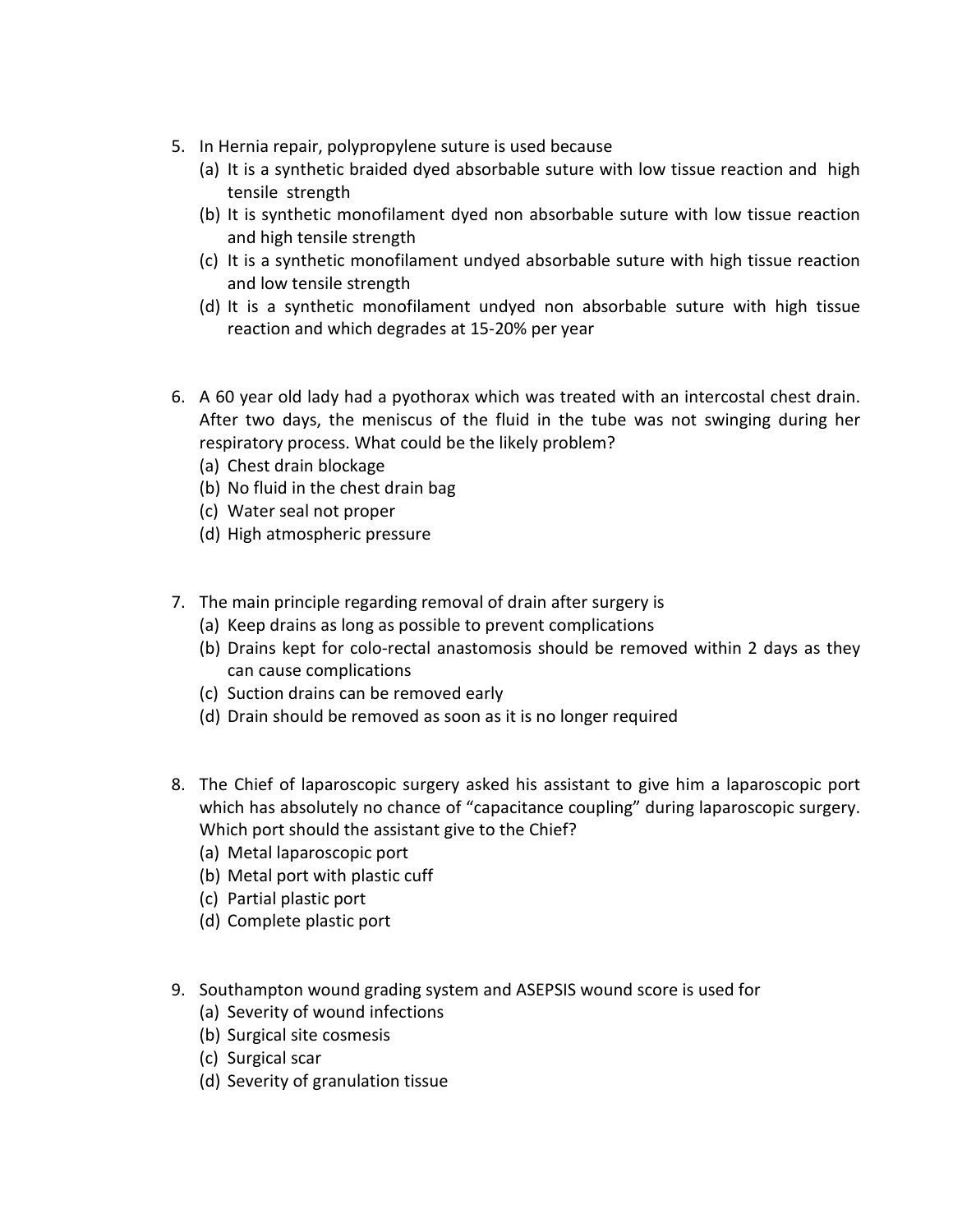5. In Hernia repair, polypropylene suture is used because
   (a) It is a synthetic braided dyed absorbable suture with low tissue reaction and high tensile strength
   (b) It is synthetic monofilament dyed non absorbable suture with low tissue reaction and high tensile strength
   (c) It is a synthetic monofilament undyed absorbable suture with high tissue reaction and low tensile strength
   (d) It is a synthetic monofilament undyed non absorbable suture with high tissue reaction and which degrades at 15-20% per year

6. A 60 year old lady had a pyothorax which was treated with an intercostal chest drain. After two days, the meniscus of the fluid in the tube was not swinging during her respiratory process. What could be the likely problem?
   (a) Chest drain blockage
   (b) No fluid in the chest drain bag
   (c) Water seal not proper
   (d) High atmospheric pressure

7. The main principle regarding removal of drain after surgery is
   (a) Keep drains as long as possible to prevent complications
   (b) Drains kept for colo-rectal anastomosis should be removed within 2 days as they can cause complications
   (c) Suction drains can be removed early
   (d) Drain should be removed as soon as it is no longer required

8. The Chief of laparoscopic surgery asked his assistant to give him a laparoscopic port which has absolutely no chance of "capacitance coupling" during laparoscopic surgery. Which port should the assistant give to the Chief?
   (a) Metal laparoscopic port
   (b) Metal port with plastic cuff
   (c) Partial plastic port
   (d) Complete plastic port

9. Southampton wound grading system and ASEPSIS wound score is used for
   (a) Severity of wound infections
   (b) Surgical site cosmesis
   (c) Surgical scar
   (d) Severity of granulation tissue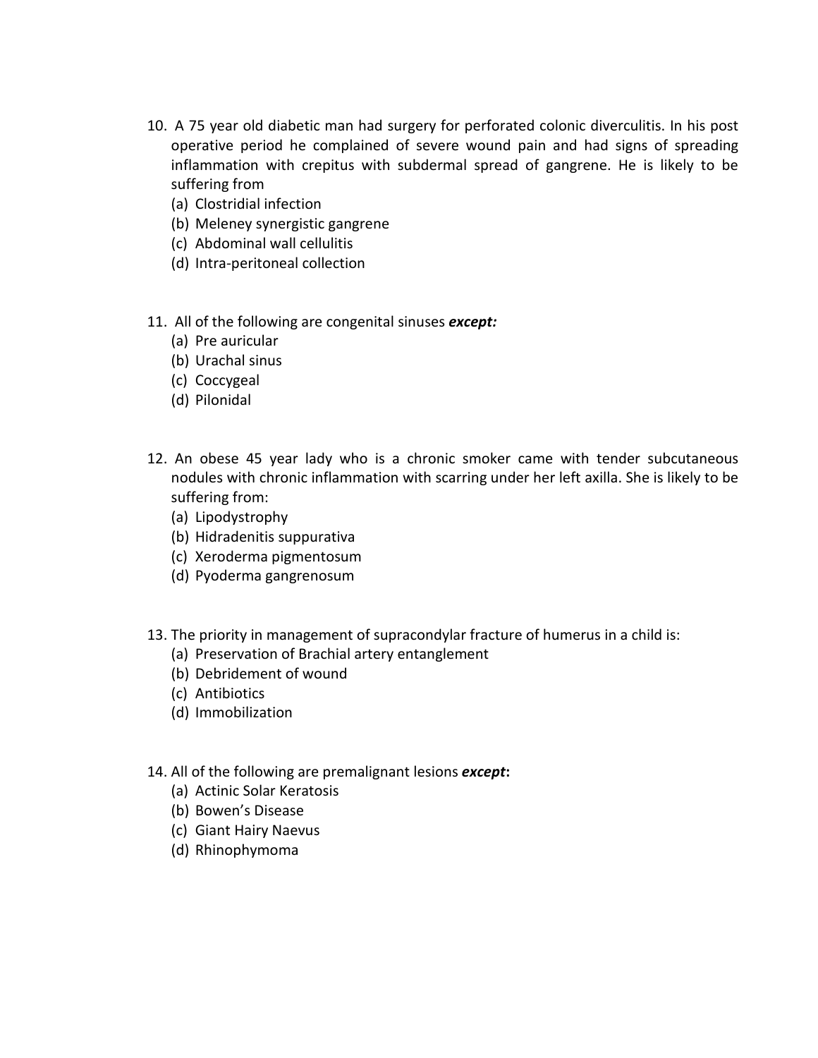10. A 75 year old diabetic man had surgery for perforated colonic diverculitis. In his post operative period he complained of severe wound pain and had signs of spreading inflammation with crepitus with subdermal spread of gangrene. He is likely to be suffering from
    (a) Clostridial infection
    (b) Meleney synergistic gangrene
    (c) Abdominal wall cellulitis
    (d) Intra-peritoneal collection

11. All of the following are congenital sinuses ***except:***
    (a) Pre auricular
    (b) Urachal sinus
    (c) Coccygeal
    (d) Pilonidal

12. An obese 45 year lady who is a chronic smoker came with tender subcutaneous nodules with chronic inflammation with scarring under her left axilla. She is likely to be suffering from:
    (a) Lipodystrophy
    (b) Hidradenitis suppurativa
    (c) Xeroderma pigmentosum
    (d) Pyoderma gangrenosum

13. The priority in management of supracondylar fracture of humerus in a child is:
    (a) Preservation of Brachial artery entanglement
    (b) Debridement of wound
    (c) Antibiotics
    (d) Immobilization

14. All of the following are premalignant lesions ***except*:**
    (a) Actinic Solar Keratosis
    (b) Bowen's Disease
    (c) Giant Hairy Naevus
    (d) Rhinophymoma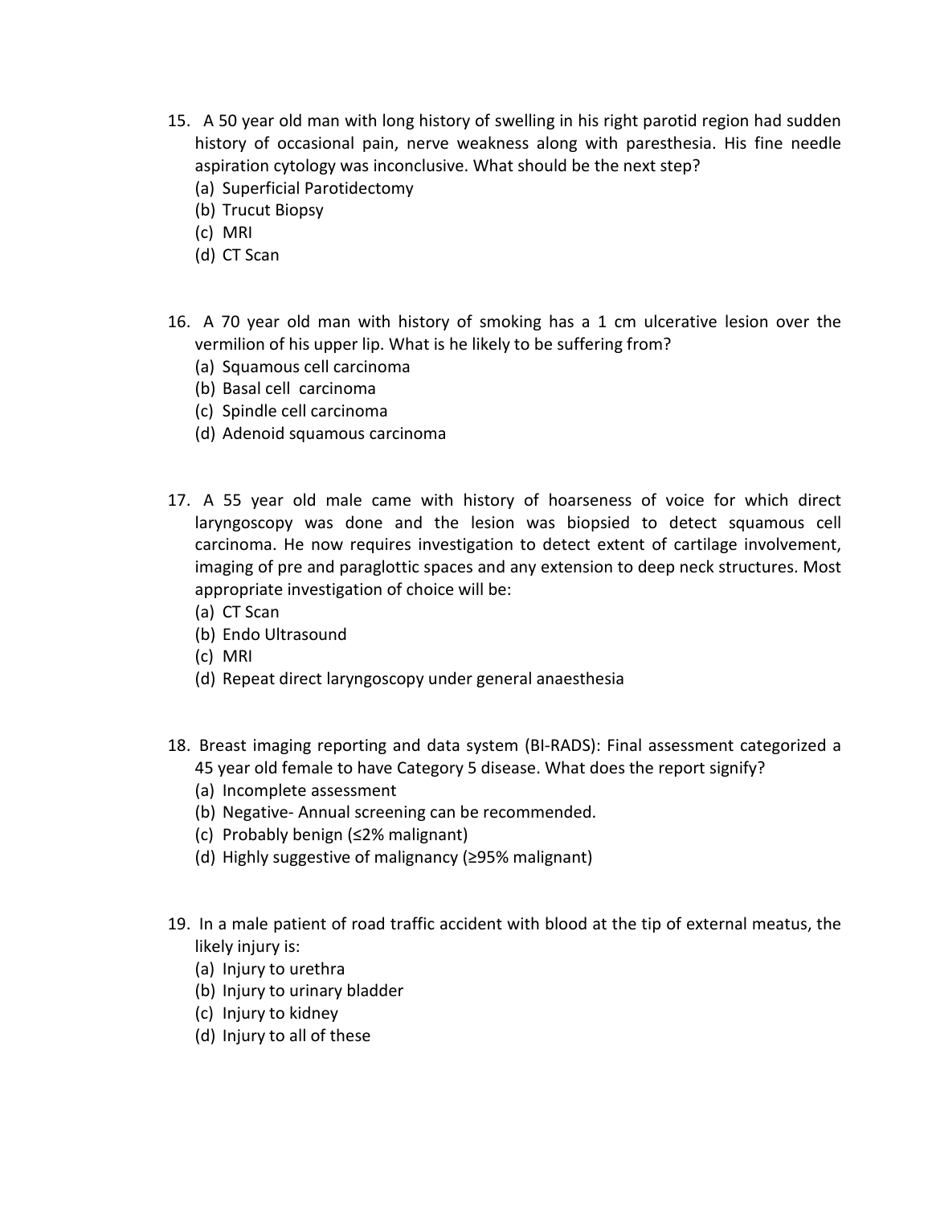15. A 50 year old man with long history of swelling in his right parotid region had sudden history of occasional pain, nerve weakness along with paresthesia. His fine needle aspiration cytology was inconclusive. What should be the next step?
    (a) Superficial Parotidectomy
    (b) Trucut Biopsy
    (c) MRI
    (d) CT Scan

16. A 70 year old man with history of smoking has a 1 cm ulcerative lesion over the vermilion of his upper lip. What is he likely to be suffering from?
    (a) Squamous cell carcinoma
    (b) Basal cell carcinoma
    (c) Spindle cell carcinoma
    (d) Adenoid squamous carcinoma

17. A 55 year old male came with history of hoarseness of voice for which direct laryngoscopy was done and the lesion was biopsied to detect squamous cell carcinoma. He now requires investigation to detect extent of cartilage involvement, imaging of pre and paraglottic spaces and any extension to deep neck structures. Most appropriate investigation of choice will be:
    (a) CT Scan
    (b) Endo Ultrasound
    (c) MRI
    (d) Repeat direct laryngoscopy under general anaesthesia

18. Breast imaging reporting and data system (BI-RADS): Final assessment categorized a 45 year old female to have Category 5 disease. What does the report signify?
    (a) Incomplete assessment
    (b) Negative- Annual screening can be recommended.
    (c) Probably benign (≤2% malignant)
    (d) Highly suggestive of malignancy (≥95% malignant)

19. In a male patient of road traffic accident with blood at the tip of external meatus, the likely injury is:
    (a) Injury to urethra
    (b) Injury to urinary bladder
    (c) Injury to kidney
    (d) Injury to all of these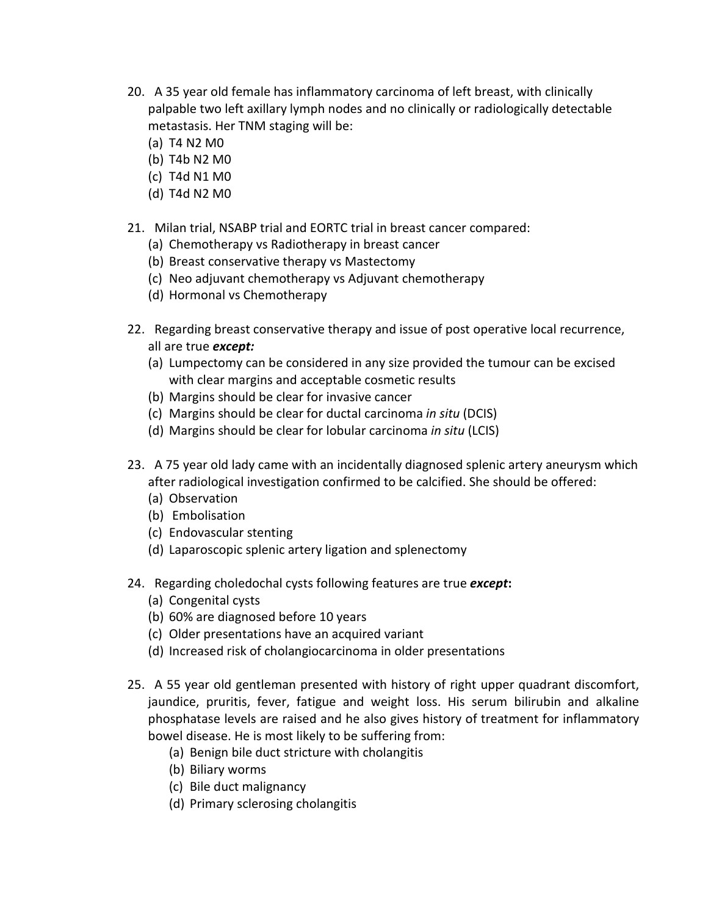20. A 35 year old female has inflammatory carcinoma of left breast, with clinically palpable two left axillary lymph nodes and no clinically or radiologically detectable metastasis. Her TNM staging will be:
    (a) T4 N2 M0
    (b) T4b N2 M0
    (c) T4d N1 M0
    (d) T4d N2 M0

21. Milan trial, NSABP trial and EORTC trial in breast cancer compared:
    (a) Chemotherapy vs Radiotherapy in breast cancer
    (b) Breast conservative therapy vs Mastectomy
    (c) Neo adjuvant chemotherapy vs Adjuvant chemotherapy
    (d) Hormonal vs Chemotherapy

22. Regarding breast conservative therapy and issue of post operative local recurrence, all are true ***except:***
    (a) Lumpectomy can be considered in any size provided the tumour can be excised with clear margins and acceptable cosmetic results
    (b) Margins should be clear for invasive cancer
    (c) Margins should be clear for ductal carcinoma *in situ* (DCIS)
    (d) Margins should be clear for lobular carcinoma *in situ* (LCIS)

23. A 75 year old lady came with an incidentally diagnosed splenic artery aneurysm which after radiological investigation confirmed to be calcified. She should be offered:
    (a) Observation
    (b) Embolisation
    (c) Endovascular stenting
    (d) Laparoscopic splenic artery ligation and splenectomy

24. Regarding choledochal cysts following features are true ***except*:**
    (a) Congenital cysts
    (b) 60% are diagnosed before 10 years
    (c) Older presentations have an acquired variant
    (d) Increased risk of cholangiocarcinoma in older presentations

25. A 55 year old gentleman presented with history of right upper quadrant discomfort, jaundice, pruritis, fever, fatigue and weight loss. His serum bilirubin and alkaline phosphatase levels are raised and he also gives history of treatment for inflammatory bowel disease. He is most likely to be suffering from:
    (a) Benign bile duct stricture with cholangitis
    (b) Biliary worms
    (c) Bile duct malignancy
    (d) Primary sclerosing cholangitis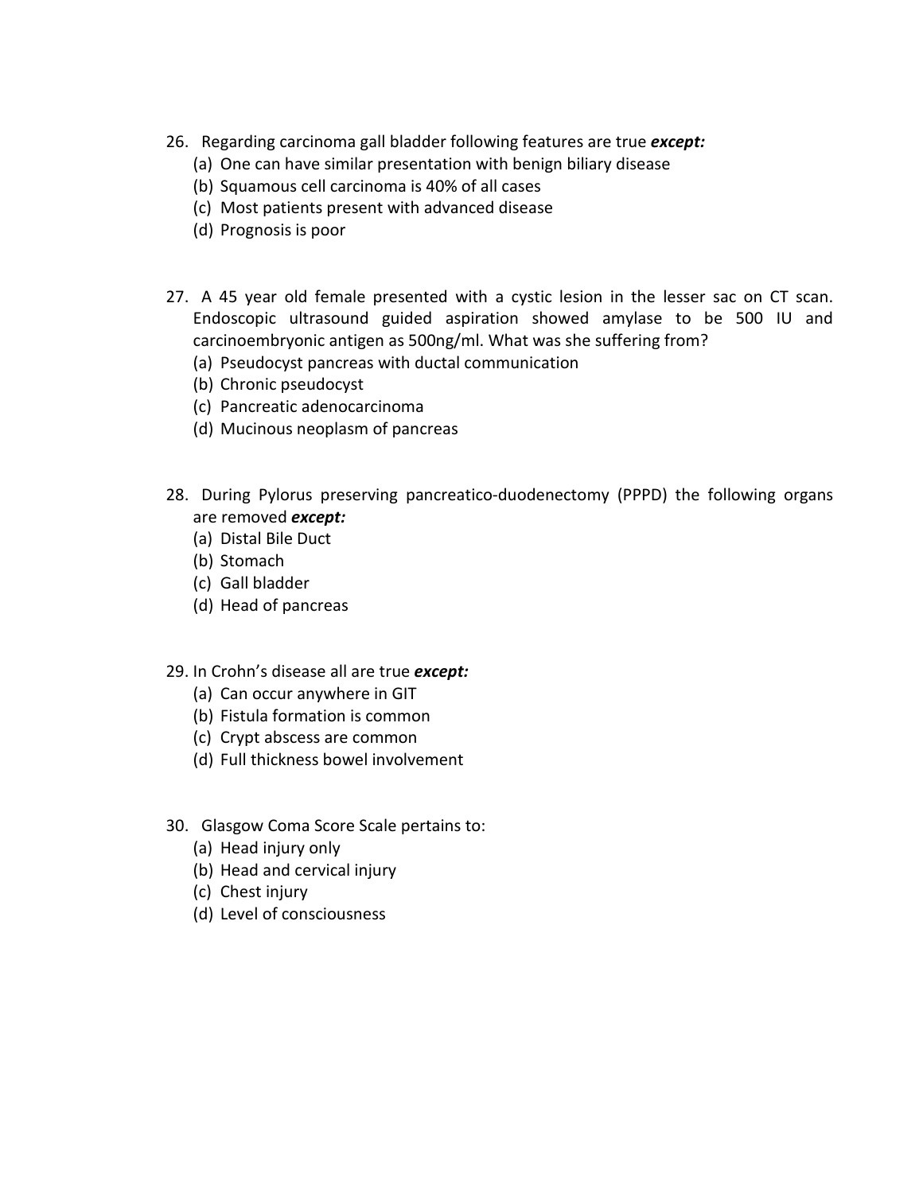26. Regarding carcinoma gall bladder following features are true ***except:***
    (a) One can have similar presentation with benign biliary disease
    (b) Squamous cell carcinoma is 40% of all cases
    (c) Most patients present with advanced disease
    (d) Prognosis is poor

27. A 45 year old female presented with a cystic lesion in the lesser sac on CT scan. Endoscopic ultrasound guided aspiration showed amylase to be 500 IU and carcinoembryonic antigen as 500ng/ml. What was she suffering from?
    (a) Pseudocyst pancreas with ductal communication
    (b) Chronic pseudocyst
    (c) Pancreatic adenocarcinoma
    (d) Mucinous neoplasm of pancreas

28. During Pylorus preserving pancreatico-duodenectomy (PPPD) the following organs are removed ***except:***
    (a) Distal Bile Duct
    (b) Stomach
    (c) Gall bladder
    (d) Head of pancreas

29. In Crohn's disease all are true ***except:***
    (a) Can occur anywhere in GIT
    (b) Fistula formation is common
    (c) Crypt abscess are common
    (d) Full thickness bowel involvement

30. Glasgow Coma Score Scale pertains to:
    (a) Head injury only
    (b) Head and cervical injury
    (c) Chest injury
    (d) Level of consciousness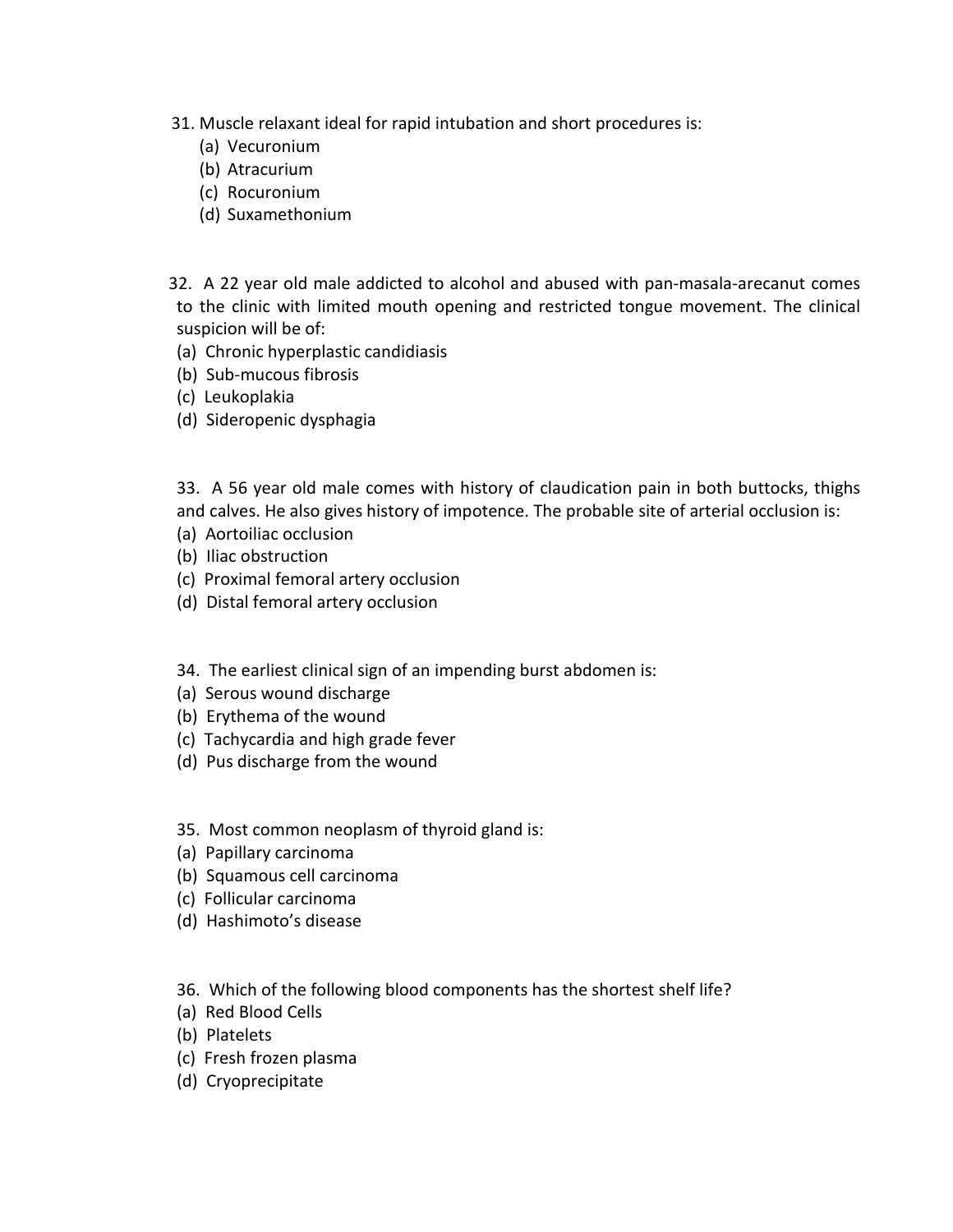31. Muscle relaxant ideal for rapid intubation and short procedures is:
    (a) Vecuronium
    (b) Atracurium
    (c) Rocuronium
    (d) Suxamethonium

32. A 22 year old male addicted to alcohol and abused with pan-masala-arecanut comes to the clinic with limited mouth opening and restricted tongue movement. The clinical suspicion will be of:
(a) Chronic hyperplastic candidiasis
(b) Sub-mucous fibrosis
(c) Leukoplakia
(d) Sideropenic dysphagia

33. A 56 year old male comes with history of claudication pain in both buttocks, thighs and calves. He also gives history of impotence. The probable site of arterial occlusion is:
(a) Aortoiliac occlusion
(b) Iliac obstruction
(c) Proximal femoral artery occlusion
(d) Distal femoral artery occlusion

34. The earliest clinical sign of an impending burst abdomen is:
(a) Serous wound discharge
(b) Erythema of the wound
(c) Tachycardia and high grade fever
(d) Pus discharge from the wound

35. Most common neoplasm of thyroid gland is:
(a) Papillary carcinoma
(b) Squamous cell carcinoma
(c) Follicular carcinoma
(d) Hashimoto's disease

36. Which of the following blood components has the shortest shelf life?
(a) Red Blood Cells
(b) Platelets
(c) Fresh frozen plasma
(d) Cryoprecipitate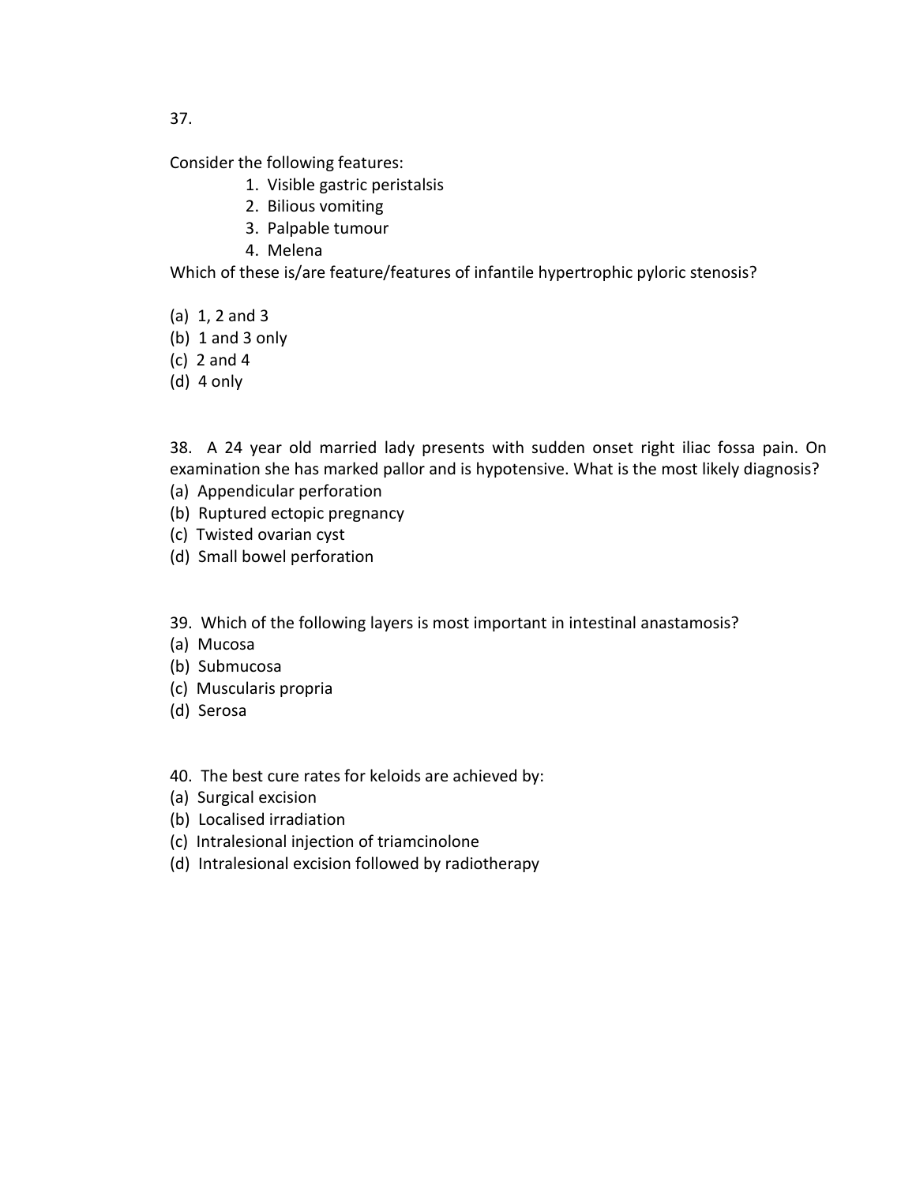37.

Consider the following features:

1. Visible gastric peristalsis
2. Bilious vomiting
3. Palpable tumour
4. Melena

Which of these is/are feature/features of infantile hypertrophic pyloric stenosis?

(a) 1, 2 and 3
(b) 1 and 3 only
(c) 2 and 4
(d) 4 only

38. A 24 year old married lady presents with sudden onset right iliac fossa pain. On examination she has marked pallor and is hypotensive. What is the most likely diagnosis?

(a) Appendicular perforation
(b) Ruptured ectopic pregnancy
(c) Twisted ovarian cyst
(d) Small bowel perforation

39. Which of the following layers is most important in intestinal anastamosis?

(a) Mucosa
(b) Submucosa
(c) Muscularis propria
(d) Serosa

40. The best cure rates for keloids are achieved by:

(a) Surgical excision
(b) Localised irradiation
(c) Intralesional injection of triamcinolone
(d) Intralesional excision followed by radiotherapy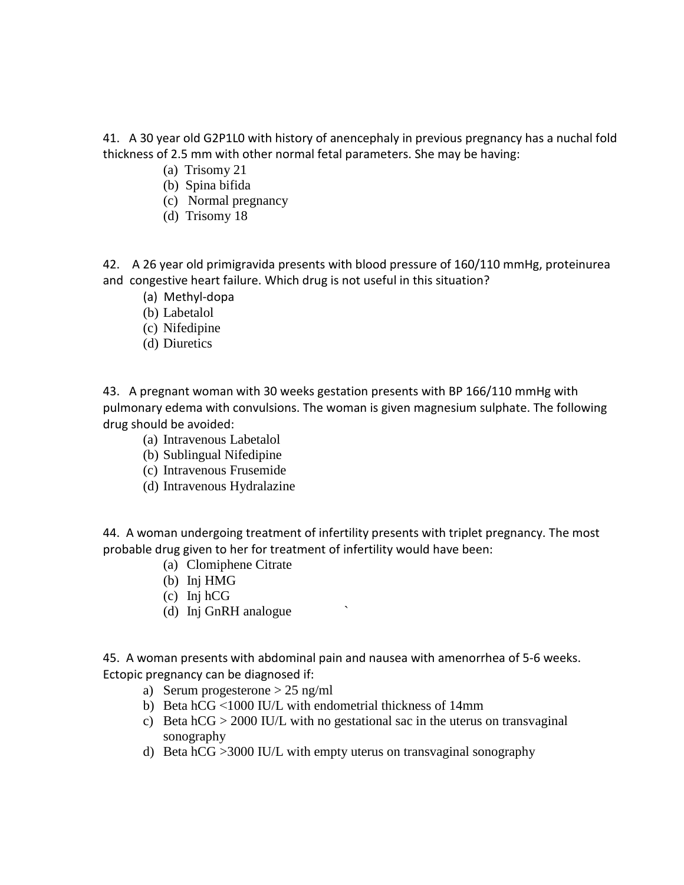41. A 30 year old G2P1L0 with history of anencephaly in previous pregnancy has a nuchal fold thickness of 2.5 mm with other normal fetal parameters. She may be having:

(a) Trisomy 21
(b) Spina bifida
(c) Normal pregnancy
(d) Trisomy 18

42. A 26 year old primigravida presents with blood pressure of 160/110 mmHg, proteinurea and congestive heart failure. Which drug is not useful in this situation?

(a) Methyl-dopa
(b) Labetalol
(c) Nifedipine
(d) Diuretics

43. A pregnant woman with 30 weeks gestation presents with BP 166/110 mmHg with pulmonary edema with convulsions. The woman is given magnesium sulphate. The following drug should be avoided:

(a) Intravenous Labetalol
(b) Sublingual Nifedipine
(c) Intravenous Frusemide
(d) Intravenous Hydralazine

44. A woman undergoing treatment of infertility presents with triplet pregnancy. The most probable drug given to her for treatment of infertility would have been:

(a) Clomiphene Citrate
(b) Inj HMG
(c) Inj hCG
(d) Inj GnRH analogue

45. A woman presents with abdominal pain and nausea with amenorrhea of 5-6 weeks. Ectopic pregnancy can be diagnosed if:

a) Serum progesterone > 25 ng/ml
b) Beta hCG <1000 IU/L with endometrial thickness of 14mm
c) Beta hCG > 2000 IU/L with no gestational sac in the uterus on transvaginal sonography
d) Beta hCG >3000 IU/L with empty uterus on transvaginal sonography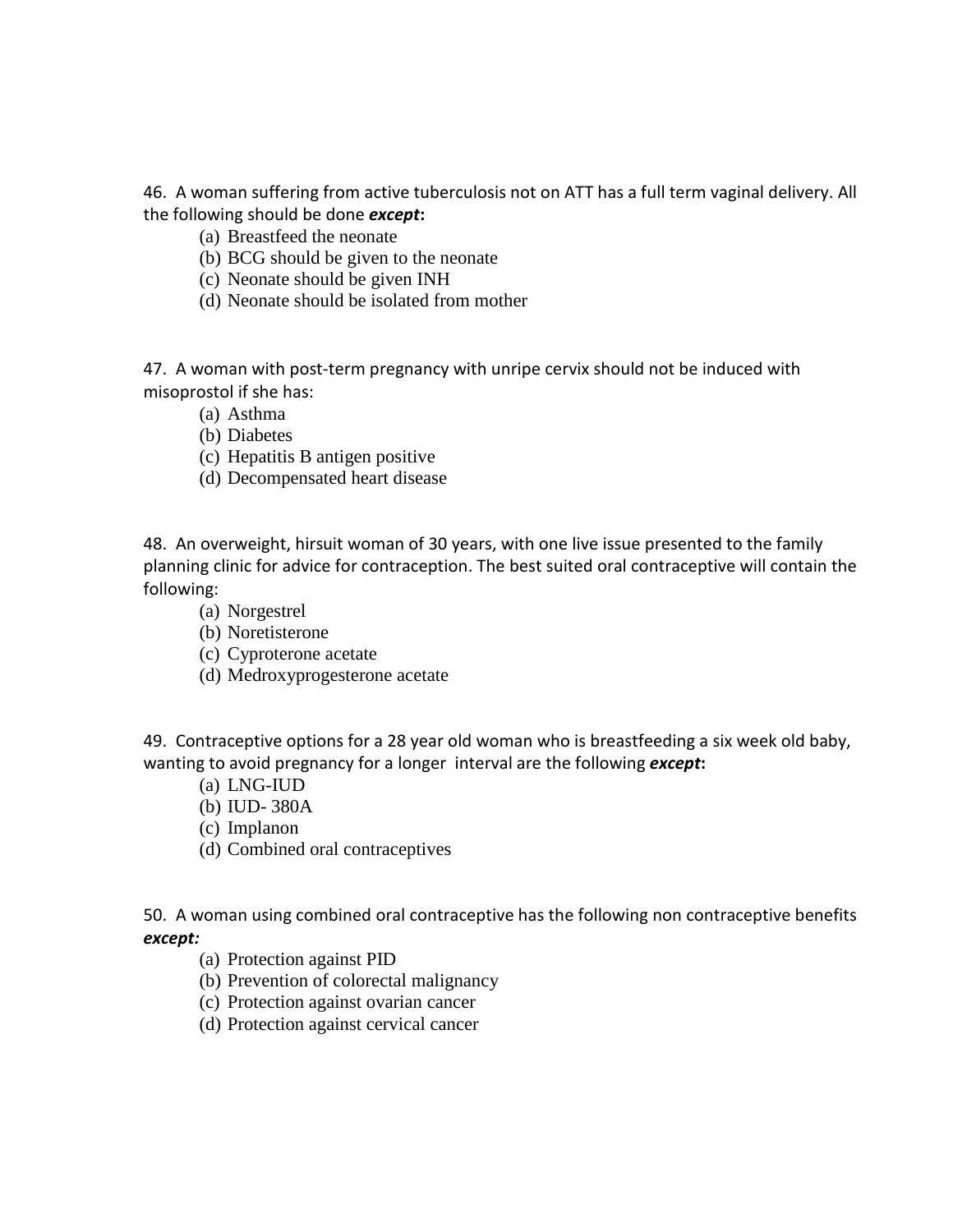46. A woman suffering from active tuberculosis not on ATT has a full term vaginal delivery. All the following should be done ***except*:**

(a) Breastfeed the neonate
(b) BCG should be given to the neonate
(c) Neonate should be given INH
(d) Neonate should be isolated from mother

47. A woman with post-term pregnancy with unripe cervix should not be induced with misoprostol if she has:

(a) Asthma
(b) Diabetes
(c) Hepatitis B antigen positive
(d) Decompensated heart disease

48. An overweight, hirsuit woman of 30 years, with one live issue presented to the family planning clinic for advice for contraception. The best suited oral contraceptive will contain the following:

(a) Norgestrel
(b) Noretisterone
(c) Cyproterone acetate
(d) Medroxyprogesterone acetate

49. Contraceptive options for a 28 year old woman who is breastfeeding a six week old baby, wanting to avoid pregnancy for a longer interval are the following ***except*:**

(a) LNG-IUD
(b) IUD- 380A
(c) Implanon
(d) Combined oral contraceptives

50. A woman using combined oral contraceptive has the following non contraceptive benefits ***except:***

(a) Protection against PID
(b) Prevention of colorectal malignancy
(c) Protection against ovarian cancer
(d) Protection against cervical cancer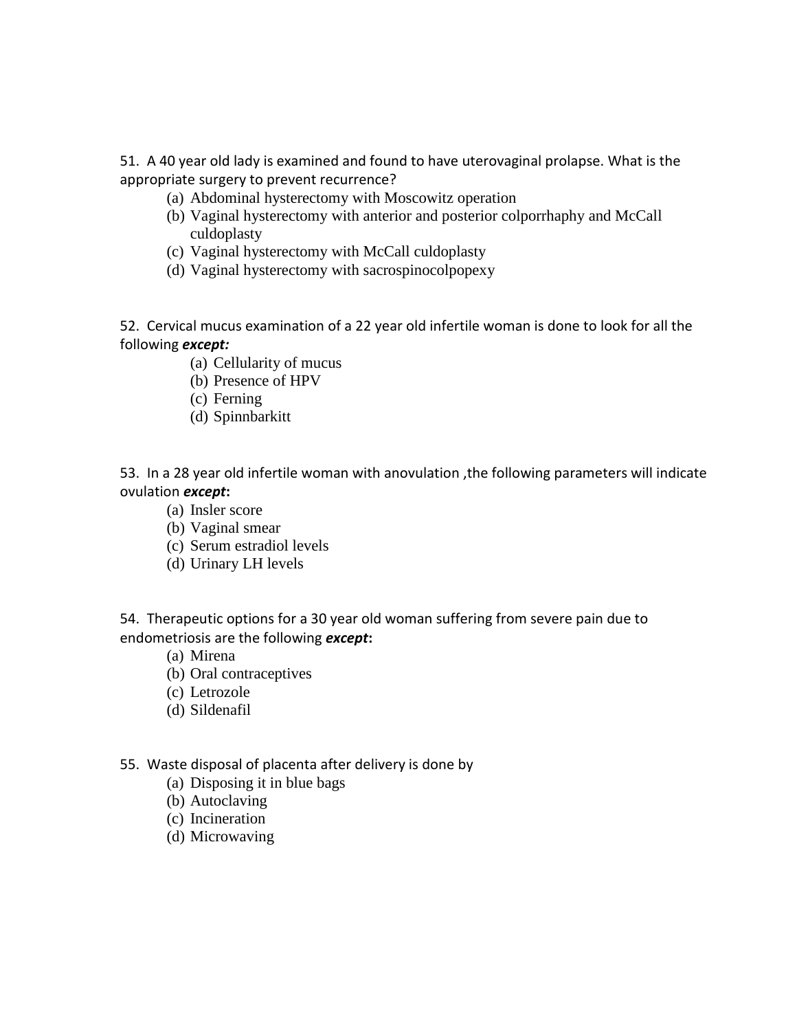51. A 40 year old lady is examined and found to have uterovaginal prolapse. What is the appropriate surgery to prevent recurrence?

(a) Abdominal hysterectomy with Moscowitz operation
(b) Vaginal hysterectomy with anterior and posterior colporrhaphy and McCall culdoplasty
(c) Vaginal hysterectomy with McCall culdoplasty
(d) Vaginal hysterectomy with sacrospinocolpopexy

52. Cervical mucus examination of a 22 year old infertile woman is done to look for all the following ***except:***

(a) Cellularity of mucus
(b) Presence of HPV
(c) Ferning
(d) Spinnbarkitt

53. In a 28 year old infertile woman with anovulation ,the following parameters will indicate ovulation ***except*****:**

(a) Insler score
(b) Vaginal smear
(c) Serum estradiol levels
(d) Urinary LH levels

54. Therapeutic options for a 30 year old woman suffering from severe pain due to endometriosis are the following ***except*****:**

(a) Mirena
(b) Oral contraceptives
(c) Letrozole
(d) Sildenafil

55. Waste disposal of placenta after delivery is done by

(a) Disposing it in blue bags
(b) Autoclaving
(c) Incineration
(d) Microwaving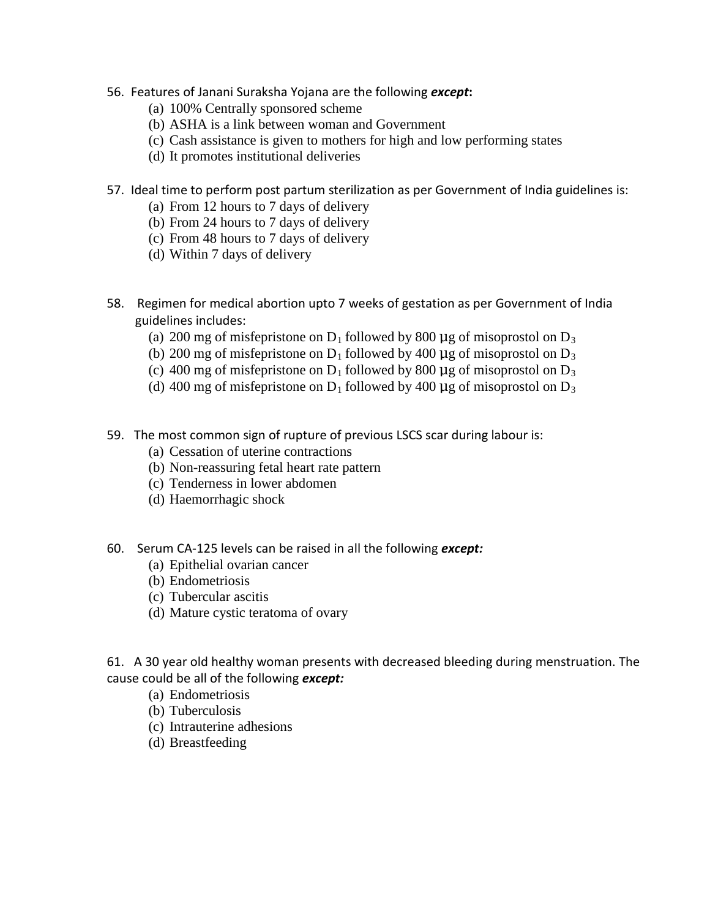56. Features of Janani Suraksha Yojana are the following ***except*:**

   (a) 100% Centrally sponsored scheme
   (b) ASHA is a link between woman and Government
   (c) Cash assistance is given to mothers for high and low performing states
   (d) It promotes institutional deliveries

57. Ideal time to perform post partum sterilization as per Government of India guidelines is:

   (a) From 12 hours to 7 days of delivery
   (b) From 24 hours to 7 days of delivery
   (c) From 48 hours to 7 days of delivery
   (d) Within 7 days of delivery

58. Regimen for medical abortion upto 7 weeks of gestation as per Government of India guidelines includes:

   (a) 200 mg of misfepristone on $D_1$ followed by 800 µg of misoprostol on $D_3$
   (b) 200 mg of misfepristone on $D_1$ followed by 400 µg of misoprostol on $D_3$
   (c) 400 mg of misfepristone on $D_1$ followed by 800 µg of misoprostol on $D_3$
   (d) 400 mg of misfepristone on $D_1$ followed by 400 µg of misoprostol on $D_3$

59. The most common sign of rupture of previous LSCS scar during labour is:

   (a) Cessation of uterine contractions
   (b) Non-reassuring fetal heart rate pattern
   (c) Tenderness in lower abdomen
   (d) Haemorrhagic shock

60. Serum CA-125 levels can be raised in all the following ***except:***

   (a) Epithelial ovarian cancer
   (b) Endometriosis
   (c) Tubercular ascitis
   (d) Mature cystic teratoma of ovary

61. A 30 year old healthy woman presents with decreased bleeding during menstruation. The cause could be all of the following ***except:***

   (a) Endometriosis
   (b) Tuberculosis
   (c) Intrauterine adhesions
   (d) Breastfeeding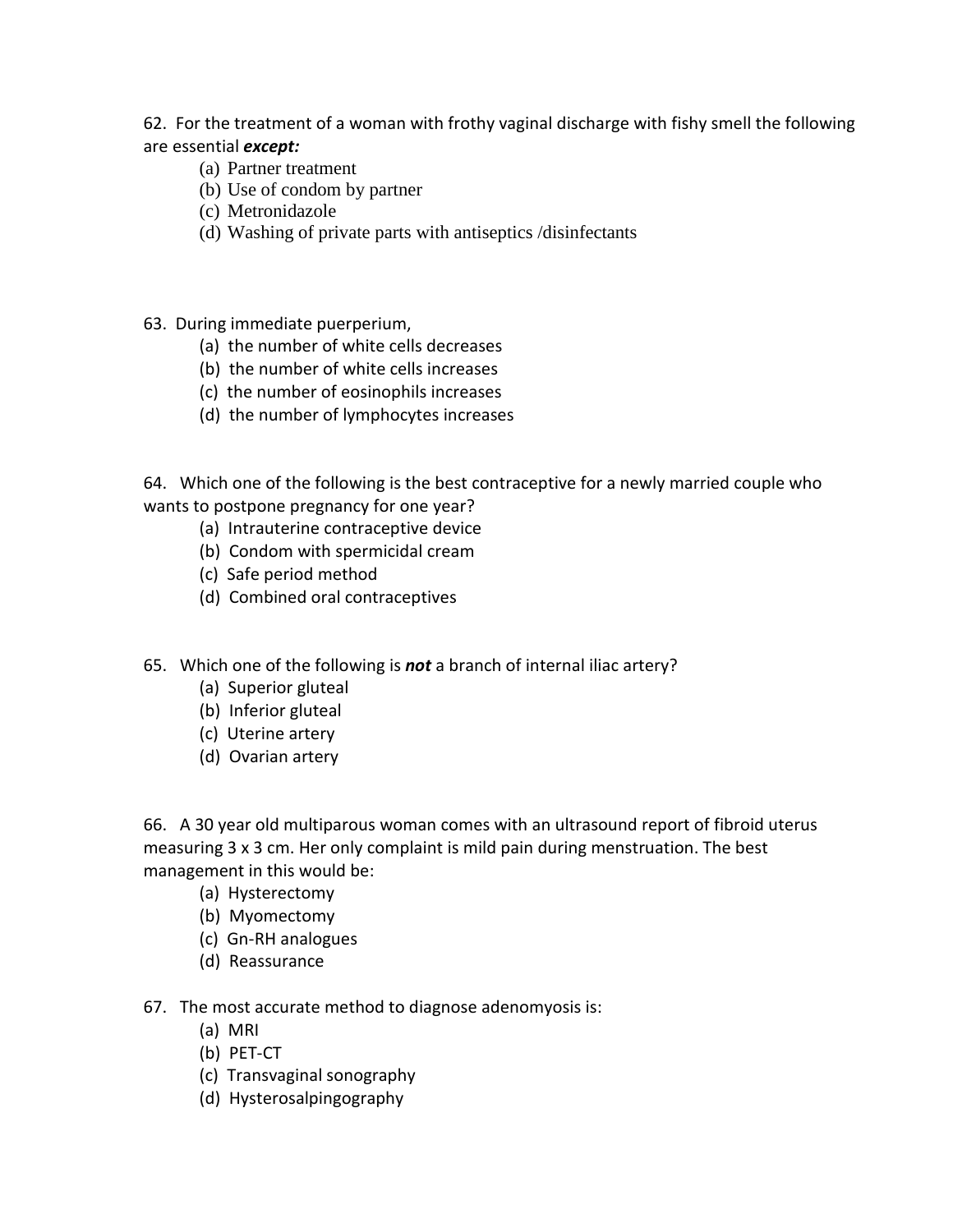62. For the treatment of a woman with frothy vaginal discharge with fishy smell the following are essential ***except:***

(a) Partner treatment
(b) Use of condom by partner
(c) Metronidazole
(d) Washing of private parts with antiseptics /disinfectants

63. During immediate puerperium,

(a) the number of white cells decreases
(b) the number of white cells increases
(c) the number of eosinophils increases
(d) the number of lymphocytes increases

64. Which one of the following is the best contraceptive for a newly married couple who wants to postpone pregnancy for one year?

(a) Intrauterine contraceptive device
(b) Condom with spermicidal cream
(c) Safe period method
(d) Combined oral contraceptives

65. Which one of the following is ***not*** a branch of internal iliac artery?

(a) Superior gluteal
(b) Inferior gluteal
(c) Uterine artery
(d) Ovarian artery

66. A 30 year old multiparous woman comes with an ultrasound report of fibroid uterus measuring 3 x 3 cm. Her only complaint is mild pain during menstruation. The best management in this would be:

(a) Hysterectomy
(b) Myomectomy
(c) Gn-RH analogues
(d) Reassurance

67. The most accurate method to diagnose adenomyosis is:

(a) MRI
(b) PET-CT
(c) Transvaginal sonography
(d) Hysterosalpingography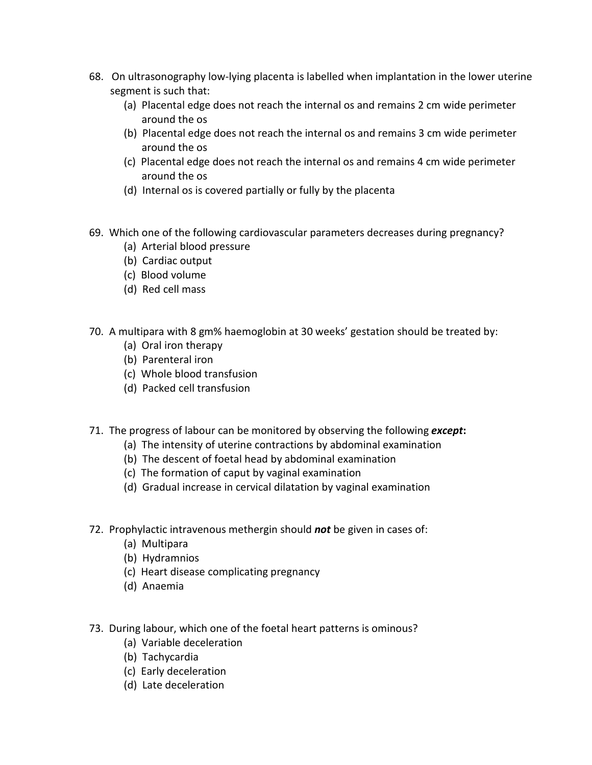68. On ultrasonography low-lying placenta is labelled when implantation in the lower uterine segment is such that:
    (a) Placental edge does not reach the internal os and remains 2 cm wide perimeter around the os
    (b) Placental edge does not reach the internal os and remains 3 cm wide perimeter around the os
    (c) Placental edge does not reach the internal os and remains 4 cm wide perimeter around the os
    (d) Internal os is covered partially or fully by the placenta

69. Which one of the following cardiovascular parameters decreases during pregnancy?
    (a) Arterial blood pressure
    (b) Cardiac output
    (c) Blood volume
    (d) Red cell mass

70. A multipara with 8 gm% haemoglobin at 30 weeks' gestation should be treated by:
    (a) Oral iron therapy
    (b) Parenteral iron
    (c) Whole blood transfusion
    (d) Packed cell transfusion

71. The progress of labour can be monitored by observing the following ***except*:**
    (a) The intensity of uterine contractions by abdominal examination
    (b) The descent of foetal head by abdominal examination
    (c) The formation of caput by vaginal examination
    (d) Gradual increase in cervical dilatation by vaginal examination

72. Prophylactic intravenous methergin should ***not*** be given in cases of:
    (a) Multipara
    (b) Hydramnios
    (c) Heart disease complicating pregnancy
    (d) Anaemia

73. During labour, which one of the foetal heart patterns is ominous?
    (a) Variable deceleration
    (b) Tachycardia
    (c) Early deceleration
    (d) Late deceleration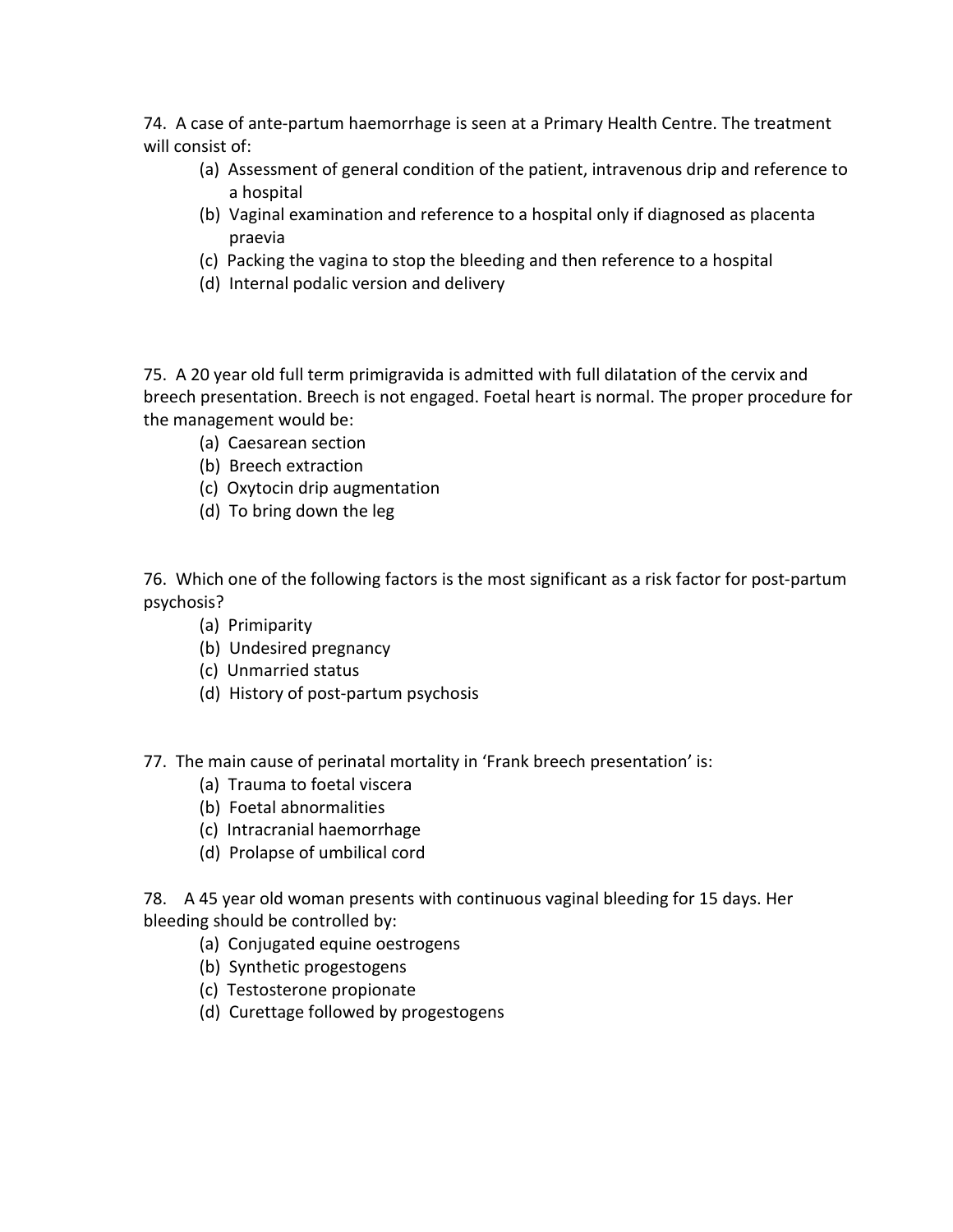74. A case of ante-partum haemorrhage is seen at a Primary Health Centre. The treatment will consist of:

- (a) Assessment of general condition of the patient, intravenous drip and reference to a hospital
- (b) Vaginal examination and reference to a hospital only if diagnosed as placenta praevia
- (c) Packing the vagina to stop the bleeding and then reference to a hospital
- (d) Internal podalic version and delivery

75. A 20 year old full term primigravida is admitted with full dilatation of the cervix and breech presentation. Breech is not engaged. Foetal heart is normal. The proper procedure for the management would be:

- (a) Caesarean section
- (b) Breech extraction
- (c) Oxytocin drip augmentation
- (d) To bring down the leg

76. Which one of the following factors is the most significant as a risk factor for post-partum psychosis?

- (a) Primiparity
- (b) Undesired pregnancy
- (c) Unmarried status
- (d) History of post-partum psychosis

77. The main cause of perinatal mortality in 'Frank breech presentation' is:

- (a) Trauma to foetal viscera
- (b) Foetal abnormalities
- (c) Intracranial haemorrhage
- (d) Prolapse of umbilical cord

78. A 45 year old woman presents with continuous vaginal bleeding for 15 days. Her bleeding should be controlled by:

- (a) Conjugated equine oestrogens
- (b) Synthetic progestogens
- (c) Testosterone propionate
- (d) Curettage followed by progestogens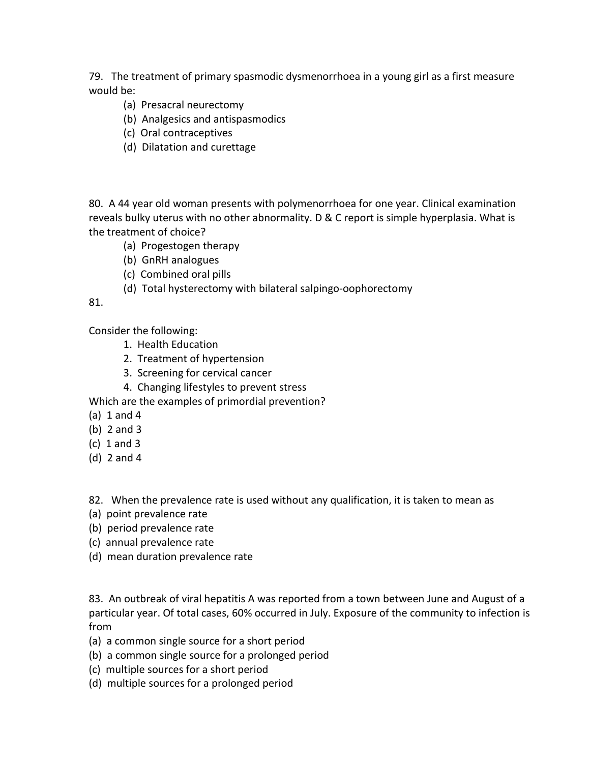79. The treatment of primary spasmodic dysmenorrhoea in a young girl as a first measure would be:

(a) Presacral neurectomy
(b) Analgesics and antispasmodics
(c) Oral contraceptives
(d) Dilatation and curettage

80. A 44 year old woman presents with polymenorrhoea for one year. Clinical examination reveals bulky uterus with no other abnormality. D & C report is simple hyperplasia. What is the treatment of choice?

(a) Progestogen therapy
(b) GnRH analogues
(c) Combined oral pills
(d) Total hysterectomy with bilateral salpingo-oophorectomy

81.

Consider the following:

1. Health Education
2. Treatment of hypertension
3. Screening for cervical cancer
4. Changing lifestyles to prevent stress

Which are the examples of primordial prevention?

(a) 1 and 4
(b) 2 and 3
(c) 1 and 3
(d) 2 and 4

82. When the prevalence rate is used without any qualification, it is taken to mean as

(a) point prevalence rate
(b) period prevalence rate
(c) annual prevalence rate
(d) mean duration prevalence rate

83. An outbreak of viral hepatitis A was reported from a town between June and August of a particular year. Of total cases, 60% occurred in July. Exposure of the community to infection is from

(a) a common single source for a short period
(b) a common single source for a prolonged period
(c) multiple sources for a short period
(d) multiple sources for a prolonged period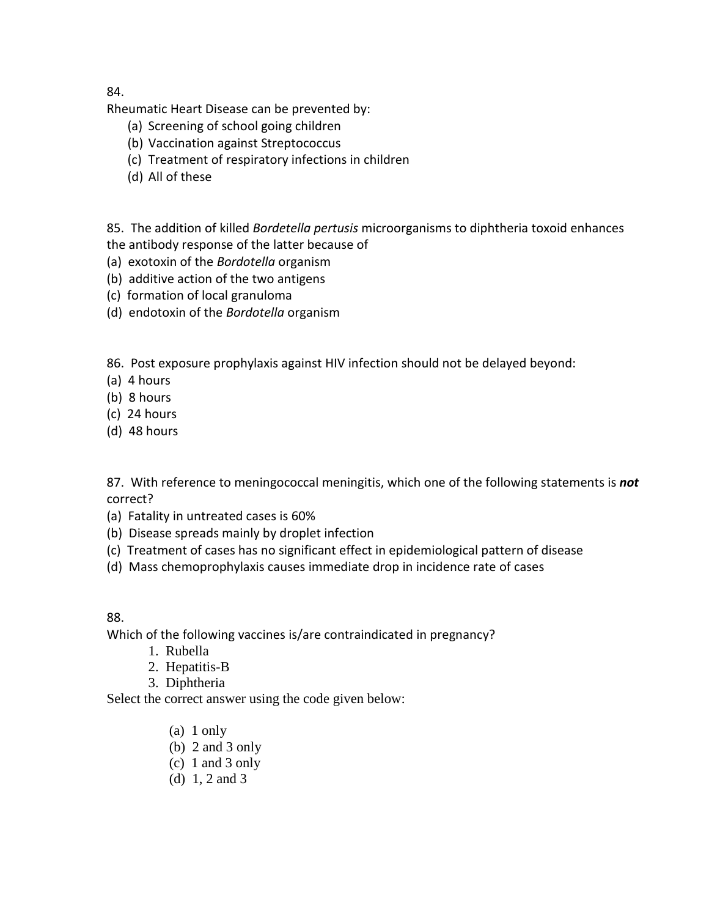84.

Rheumatic Heart Disease can be prevented by:

(a) Screening of school going children
(b) Vaccination against Streptococcus
(c) Treatment of respiratory infections in children
(d) All of these

85. The addition of killed *Bordetella pertusis* microorganisms to diphtheria toxoid enhances the antibody response of the latter because of

(a) exotoxin of the *Bordotella* organism
(b) additive action of the two antigens
(c) formation of local granuloma
(d) endotoxin of the *Bordotella* organism

86. Post exposure prophylaxis against HIV infection should not be delayed beyond:

(a) 4 hours
(b) 8 hours
(c) 24 hours
(d) 48 hours

87. With reference to meningococcal meningitis, which one of the following statements is ***not*** correct?

(a) Fatality in untreated cases is 60%
(b) Disease spreads mainly by droplet infection
(c) Treatment of cases has no significant effect in epidemiological pattern of disease
(d) Mass chemoprophylaxis causes immediate drop in incidence rate of cases

88.

Which of the following vaccines is/are contraindicated in pregnancy?

1. Rubella
2. Hepatitis-B
3. Diphtheria

Select the correct answer using the code given below:

(a) 1 only
(b) 2 and 3 only
(c) 1 and 3 only
(d) 1, 2 and 3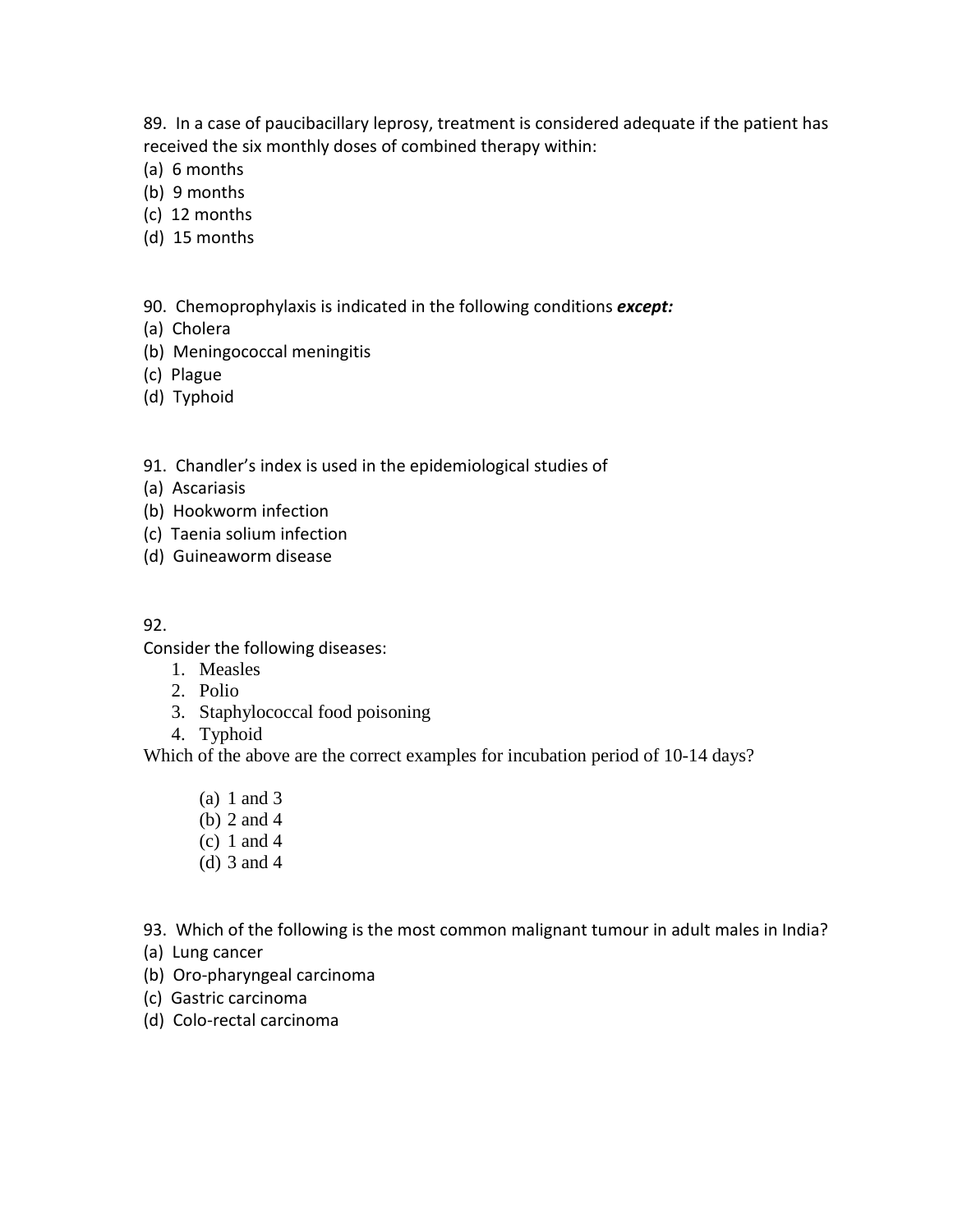89. In a case of paucibacillary leprosy, treatment is considered adequate if the patient has received the six monthly doses of combined therapy within:
(a) 6 months
(b) 9 months
(c) 12 months
(d) 15 months

90. Chemoprophylaxis is indicated in the following conditions ***except:***
(a) Cholera
(b) Meningococcal meningitis
(c) Plague
(d) Typhoid

91. Chandler's index is used in the epidemiological studies of
(a) Ascariasis
(b) Hookworm infection
(c) Taenia solium infection
(d) Guineaworm disease

92.
Consider the following diseases:
1. Measles
2. Polio
3. Staphylococcal food poisoning
4. Typhoid

Which of the above are the correct examples for incubation period of 10-14 days?

(a) 1 and 3
(b) 2 and 4
(c) 1 and 4
(d) 3 and 4

93. Which of the following is the most common malignant tumour in adult males in India?
(a) Lung cancer
(b) Oro-pharyngeal carcinoma
(c) Gastric carcinoma
(d) Colo-rectal carcinoma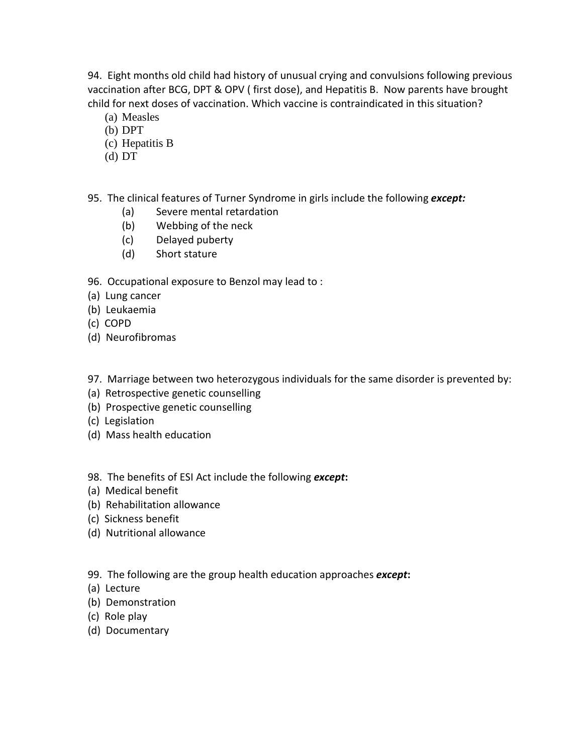94. Eight months old child had history of unusual crying and convulsions following previous vaccination after BCG, DPT & OPV ( first dose), and Hepatitis B. Now parents have brought child for next doses of vaccination. Which vaccine is contraindicated in this situation?

(a) Measles
(b) DPT
(c) Hepatitis B
(d) DT

95. The clinical features of Turner Syndrome in girls include the following ***except:***

(a) Severe mental retardation
(b) Webbing of the neck
(c) Delayed puberty
(d) Short stature

96. Occupational exposure to Benzol may lead to :

(a) Lung cancer
(b) Leukaemia
(c) COPD
(d) Neurofibromas

97. Marriage between two heterozygous individuals for the same disorder is prevented by:

(a) Retrospective genetic counselling
(b) Prospective genetic counselling
(c) Legislation
(d) Mass health education

98. The benefits of ESI Act include the following ***except*:**

(a) Medical benefit
(b) Rehabilitation allowance
(c) Sickness benefit
(d) Nutritional allowance

99. The following are the group health education approaches ***except*:**

(a) Lecture
(b) Demonstration
(c) Role play
(d) Documentary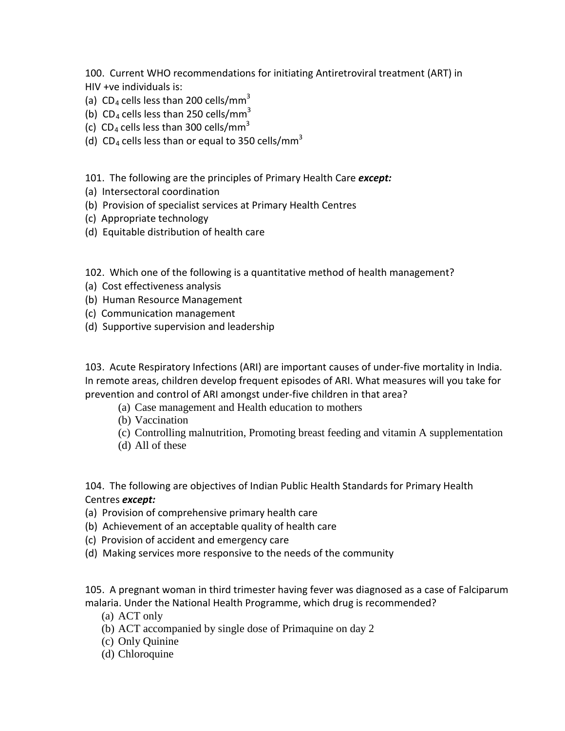100. Current WHO recommendations for initiating Antiretroviral treatment (ART) in HIV +ve individuals is:

(a) $CD_4$ cells less than 200 cells/$mm^3$
(b) $CD_4$ cells less than 250 cells/$mm^3$
(c) $CD_4$ cells less than 300 cells/$mm^3$
(d) $CD_4$ cells less than or equal to 350 cells/$mm^3$

101. The following are the principles of Primary Health Care ***except:***

(a) Intersectoral coordination
(b) Provision of specialist services at Primary Health Centres
(c) Appropriate technology
(d) Equitable distribution of health care

102. Which one of the following is a quantitative method of health management?

(a) Cost effectiveness analysis
(b) Human Resource Management
(c) Communication management
(d) Supportive supervision and leadership

103. Acute Respiratory Infections (ARI) are important causes of under-five mortality in India. In remote areas, children develop frequent episodes of ARI. What measures will you take for prevention and control of ARI amongst under-five children in that area?

(a) Case management and Health education to mothers
(b) Vaccination
(c) Controlling malnutrition, Promoting breast feeding and vitamin A supplementation
(d) All of these

104. The following are objectives of Indian Public Health Standards for Primary Health Centres ***except:***

(a) Provision of comprehensive primary health care
(b) Achievement of an acceptable quality of health care
(c) Provision of accident and emergency care
(d) Making services more responsive to the needs of the community

105. A pregnant woman in third trimester having fever was diagnosed as a case of Falciparum malaria. Under the National Health Programme, which drug is recommended?

(a) ACT only
(b) ACT accompanied by single dose of Primaquine on day 2
(c) Only Quinine
(d) Chloroquine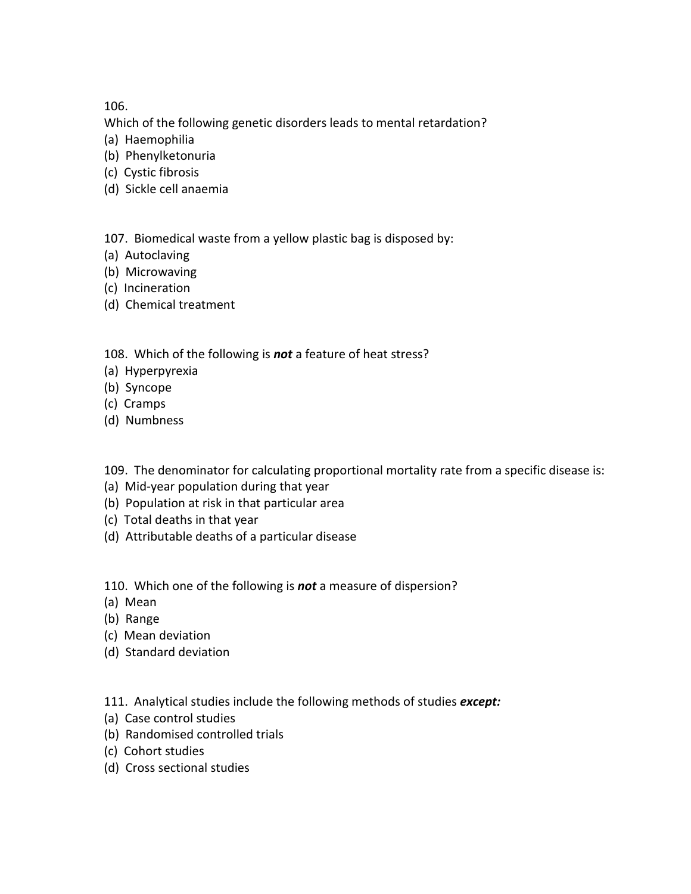106.

Which of the following genetic disorders leads to mental retardation?

(a) Haemophilia
(b) Phenylketonuria
(c) Cystic fibrosis
(d) Sickle cell anaemia

107. Biomedical waste from a yellow plastic bag is disposed by:

(a) Autoclaving
(b) Microwaving
(c) Incineration
(d) Chemical treatment

108. Which of the following is ***not*** a feature of heat stress?

(a) Hyperpyrexia
(b) Syncope
(c) Cramps
(d) Numbness

109. The denominator for calculating proportional mortality rate from a specific disease is:

(a) Mid-year population during that year
(b) Population at risk in that particular area
(c) Total deaths in that year
(d) Attributable deaths of a particular disease

110. Which one of the following is ***not*** a measure of dispersion?

(a) Mean
(b) Range
(c) Mean deviation
(d) Standard deviation

111. Analytical studies include the following methods of studies ***except:***

(a) Case control studies
(b) Randomised controlled trials
(c) Cohort studies
(d) Cross sectional studies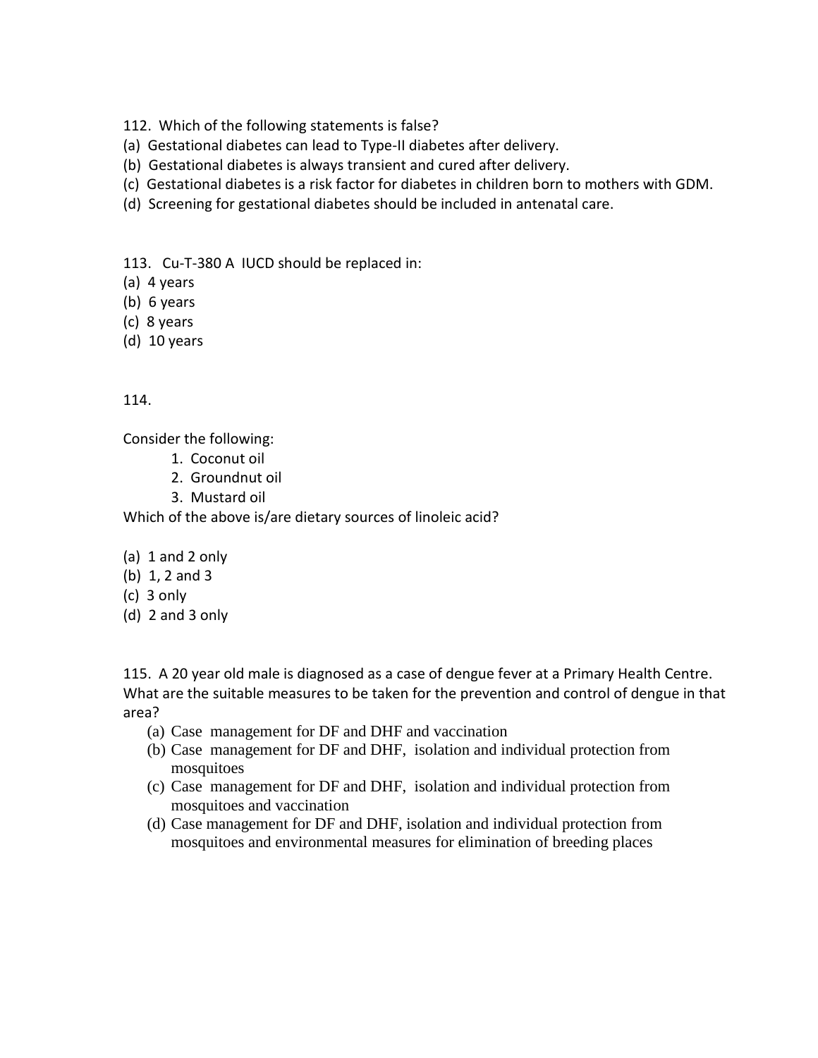112. Which of the following statements is false?

(a) Gestational diabetes can lead to Type-II diabetes after delivery.
(b) Gestational diabetes is always transient and cured after delivery.
(c) Gestational diabetes is a risk factor for diabetes in children born to mothers with GDM.
(d) Screening for gestational diabetes should be included in antenatal care.

113. Cu-T-380 A IUCD should be replaced in:

(a) 4 years
(b) 6 years
(c) 8 years
(d) 10 years

114.

Consider the following:

1. Coconut oil
2. Groundnut oil
3. Mustard oil

Which of the above is/are dietary sources of linoleic acid?

(a) 1 and 2 only
(b) 1, 2 and 3
(c) 3 only
(d) 2 and 3 only

115. A 20 year old male is diagnosed as a case of dengue fever at a Primary Health Centre. What are the suitable measures to be taken for the prevention and control of dengue in that area?

(a) Case management for DF and DHF and vaccination
(b) Case management for DF and DHF, isolation and individual protection from mosquitoes
(c) Case management for DF and DHF, isolation and individual protection from mosquitoes and vaccination
(d) Case management for DF and DHF, isolation and individual protection from mosquitoes and environmental measures for elimination of breeding places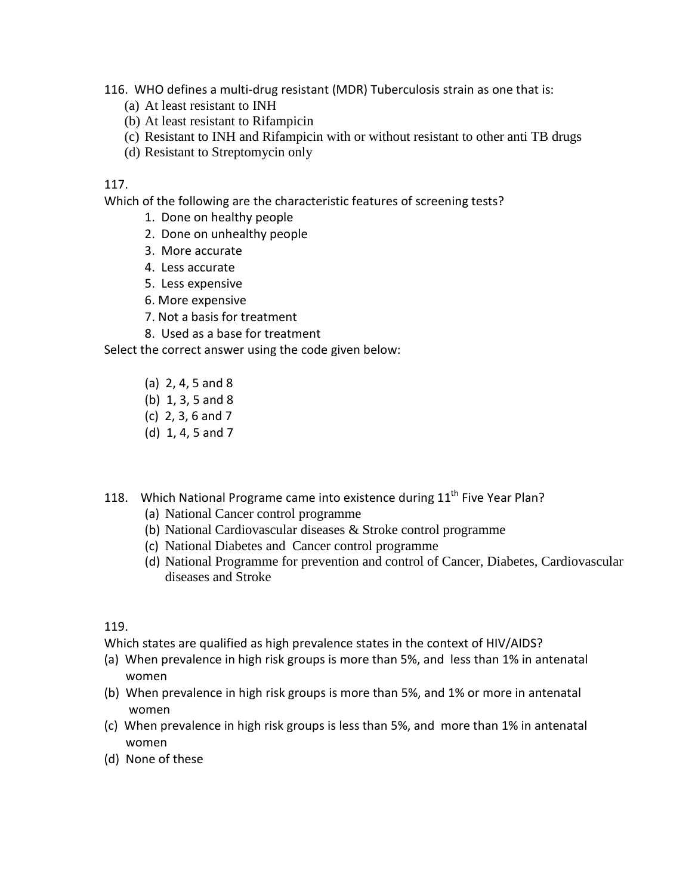116. WHO defines a multi-drug resistant (MDR) Tuberculosis strain as one that is:

(a) At least resistant to INH
(b) At least resistant to Rifampicin
(c) Resistant to INH and Rifampicin with or without resistant to other anti TB drugs
(d) Resistant to Streptomycin only

117.
Which of the following are the characteristic features of screening tests?

1. Done on healthy people
2. Done on unhealthy people
3. More accurate
4. Less accurate
5. Less expensive
6. More expensive
7. Not a basis for treatment
8. Used as a base for treatment

Select the correct answer using the code given below:

(a) 2, 4, 5 and 8
(b) 1, 3, 5 and 8
(c) 2, 3, 6 and 7
(d) 1, 4, 5 and 7

118. Which National Programe came into existence during 11th Five Year Plan?

(a) National Cancer control programme
(b) National Cardiovascular diseases & Stroke control programme
(c) National Diabetes and Cancer control programme
(d) National Programme for prevention and control of Cancer, Diabetes, Cardiovascular diseases and Stroke

119.
Which states are qualified as high prevalence states in the context of HIV/AIDS?

(a) When prevalence in high risk groups is more than 5%, and less than 1% in antenatal women
(b) When prevalence in high risk groups is more than 5%, and 1% or more in antenatal women
(c) When prevalence in high risk groups is less than 5%, and more than 1% in antenatal women
(d) None of these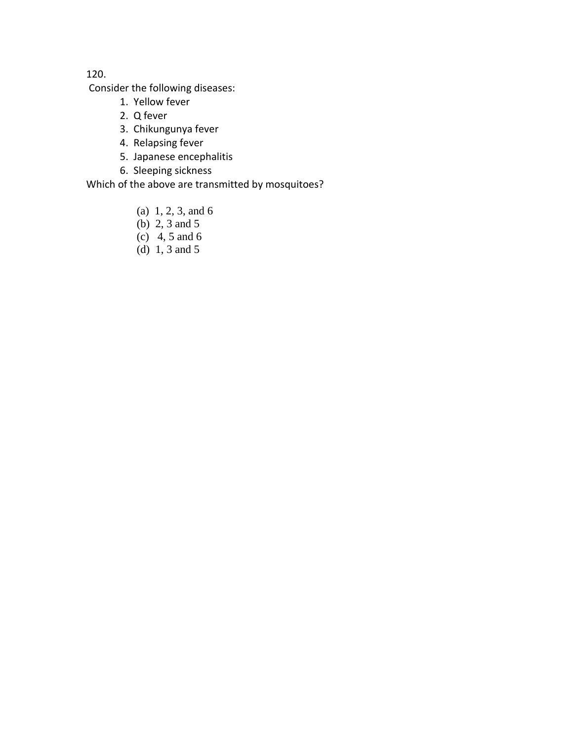120.

Consider the following diseases:

1. Yellow fever
2. Q fever
3. Chikungunya fever
4. Relapsing fever
5. Japanese encephalitis
6. Sleeping sickness

Which of the above are transmitted by mosquitoes?

(a) 1, 2, 3, and 6
(b) 2, 3 and 5
(c) 4, 5 and 6
(d) 1, 3 and 5